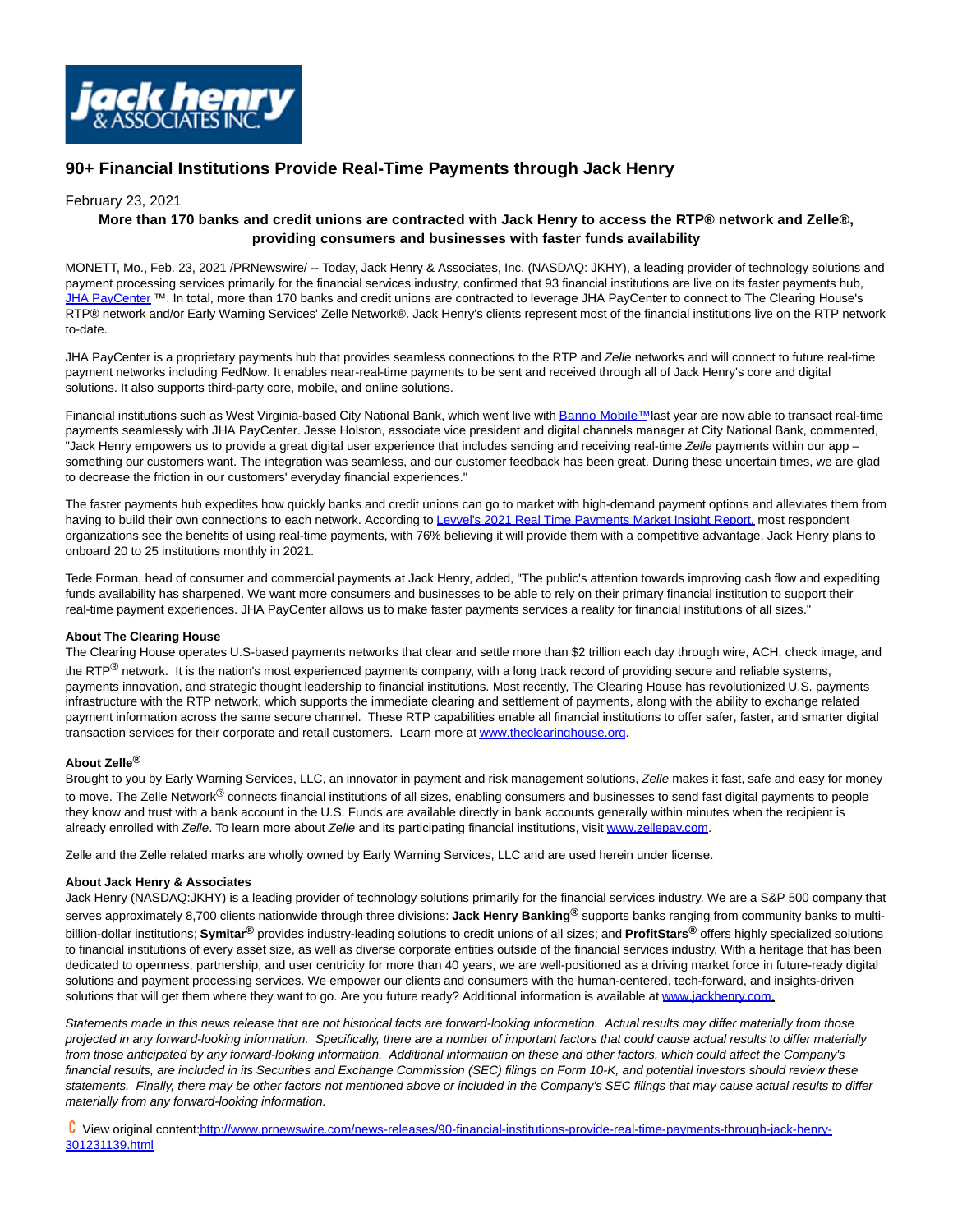# 90+ Financial Institutions Provide Real-Time Payments through Jack Henry

February 23, 2021

**More than 170 banks and credit unions are contracted with Jack Henry to access the RTP® network and Zelle®, providing consumers and businesses with faster funds availability**

MONETT, Mo., Feb. 23, 2021 /PRNewswire/ -- Today, Jack Henry & Associates, Inc. (NASDAQ: JKHY), a leading provider of technology solutions and payment processing services primarily for the financial services industry, confirmed that 93 financial institutions are live on its faster payments hub, JHA PayCenter ™. In total, more than 170 banks and credit unions are contracted to leverage JHA PayCenter to connect to The Clearing House's RTP® network and/or Early Warning Services' Zelle Network®. Jack Henry's clients represent most of the financial institutions live on the RTP network to-date.

JHA PayCenter is a proprietary payments hub that provides seamless connections to the RTP and *Zelle* networks and will connect to future real-time payment networks including FedNow. It enables near-real-time payments to be sent and received through all of Jack Henry's core and digital solutions. It also supports third-party core, mobile, and online solutions.

Financial institutions such as West Virginia-based City National Bank, which went live with Banno Mobile™ last year are now able to transact real-time payments seamlessly with JHA PayCenter. Jesse Holston, associate vice president and digital channels manager at City National Bank, commented, "Jack Henry empowers us to provide a great digital user experience that includes sending and receiving real-time *Zelle* payments within our app – something our customers want. The integration was seamless, and our customer feedback has been great. During these uncertain times, we are glad to decrease the friction in our customers' everyday financial experiences."

The faster payments hub expedites how quickly banks and credit unions can go to market with high-demand payment options and alleviates them from having to build their own connections to each network. According to Levvel's 2021 Real Time Payments Market Insight Report, most respondent organizations see the benefits of using real-time payments, with 76% believing it will provide them with a competitive advantage. Jack Henry plans to onboard 20 to 25 institutions monthly in 2021.

Tede Forman, head of consumer and commercial payments at Jack Henry, added, "The public's attention towards improving cash flow and expediting funds availability has sharpened. We want more consumers and businesses to be able to rely on their primary financial institution to support their real-time payment experiences. JHA PayCenter allows us to make faster payments services a reality for financial institutions of all sizes."

**About The Clearing House**
The Clearing House operates U.S-based payments networks that clear and settle more than $2 trillion each day through wire, ACH, check image, and the RTP® network. It is the nation's most experienced payments company, with a long track record of providing secure and reliable systems, payments innovation, and strategic thought leadership to financial institutions. Most recently, The Clearing House has revolutionized U.S. payments infrastructure with the RTP network, which supports the immediate clearing and settlement of payments, along with the ability to exchange related payment information across the same secure channel. These RTP capabilities enable all financial institutions to offer safer, faster, and smarter digital transaction services for their corporate and retail customers. Learn more at www.theclearinghouse.org.

**About Zelle®**
Brought to you by Early Warning Services, LLC, an innovator in payment and risk management solutions, *Zelle* makes it fast, safe and easy for money to move. The Zelle Network® connects financial institutions of all sizes, enabling consumers and businesses to send fast digital payments to people they know and trust with a bank account in the U.S. Funds are available directly in bank accounts generally within minutes when the recipient is already enrolled with *Zelle*. To learn more about *Zelle* and its participating financial institutions, visit www.zellepay.com.

Zelle and the Zelle related marks are wholly owned by Early Warning Services, LLC and are used herein under license.

**About Jack Henry & Associates**
Jack Henry (NASDAQ:JKHY) is a leading provider of technology solutions primarily for the financial services industry. We are a S&P 500 company that serves approximately 8,700 clients nationwide through three divisions: **Jack Henry Banking®** supports banks ranging from community banks to multi-billion-dollar institutions; **Symitar®** provides industry-leading solutions to credit unions of all sizes; and **ProfitStars®** offers highly specialized solutions to financial institutions of every asset size, as well as diverse corporate entities outside of the financial services industry. With a heritage that has been dedicated to openness, partnership, and user centricity for more than 40 years, we are well-positioned as a driving market force in future-ready digital solutions and payment processing services. We empower our clients and consumers with the human-centered, tech-forward, and insights-driven solutions that will get them where they want to go. Are you future ready? Additional information is available at www.jackhenry.com.

*Statements made in this news release that are not historical facts are forward-looking information. Actual results may differ materially from those projected in any forward-looking information. Specifically, there are a number of important factors that could cause actual results to differ materially from those anticipated by any forward-looking information. Additional information on these and other factors, which could affect the Company's financial results, are included in its Securities and Exchange Commission (SEC) filings on Form 10-K, and potential investors should review these statements. Finally, there may be other factors not mentioned above or included in the Company's SEC filings that may cause actual results to differ materially from any forward-looking information.*

View original content: http://www.prnewswire.com/news-releases/90-financial-institutions-provide-real-time-payments-through-jack-henry-301231139.html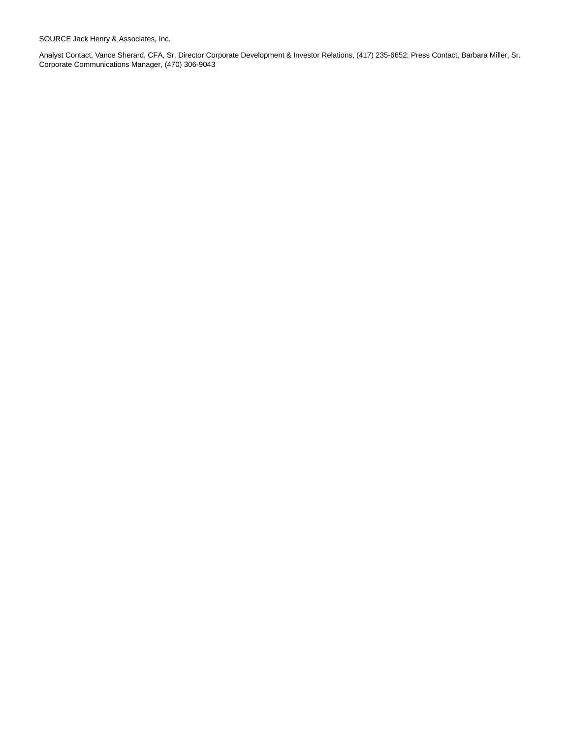SOURCE Jack Henry & Associates, Inc.

Analyst Contact, Vance Sherard, CFA, Sr. Director Corporate Development & Investor Relations, (417) 235-6652; Press Contact, Barbara Miller, Sr. Corporate Communications Manager, (470) 306-9043